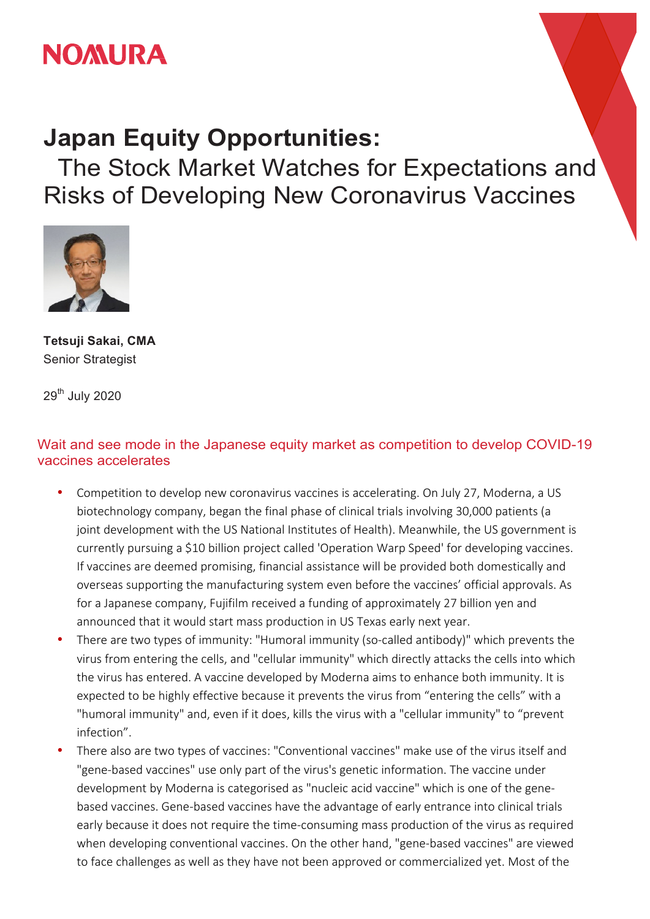NOMURA

# Japan Equity Opportunities:

## The Stock Market Watches for Expectations and Risks of Developing New Coronavirus Vaccines

**Tetsuji Sakai, CMA**
Senior Strategist

29th July 2020

### Wait and see mode in the Japanese equity market as competition to develop COVID-19 vaccines accelerates

- Competition to develop new coronavirus vaccines is accelerating. On July 27, Moderna, a US biotechnology company, began the final phase of clinical trials involving 30,000 patients (a joint development with the US National Institutes of Health). Meanwhile, the US government is currently pursuing a $10 billion project called 'Operation Warp Speed' for developing vaccines. If vaccines are deemed promising, financial assistance will be provided both domestically and overseas supporting the manufacturing system even before the vaccines' official approvals. As for a Japanese company, Fujifilm received a funding of approximately 27 billion yen and announced that it would start mass production in US Texas early next year.
- There are two types of immunity: "Humoral immunity (so-called antibody)" which prevents the virus from entering the cells, and "cellular immunity" which directly attacks the cells into which the virus has entered. A vaccine developed by Moderna aims to enhance both immunity. It is expected to be highly effective because it prevents the virus from "entering the cells" with a "humoral immunity" and, even if it does, kills the virus with a "cellular immunity" to "prevent infection".
- There also are two types of vaccines: "Conventional vaccines" make use of the virus itself and "gene-based vaccines" use only part of the virus's genetic information. The vaccine under development by Moderna is categorised as "nucleic acid vaccine" which is one of the gene-based vaccines. Gene-based vaccines have the advantage of early entrance into clinical trials early because it does not require the time-consuming mass production of the virus as required when developing conventional vaccines. On the other hand, "gene-based vaccines" are viewed to face challenges as well as they have not been approved or commercialized yet. Most of the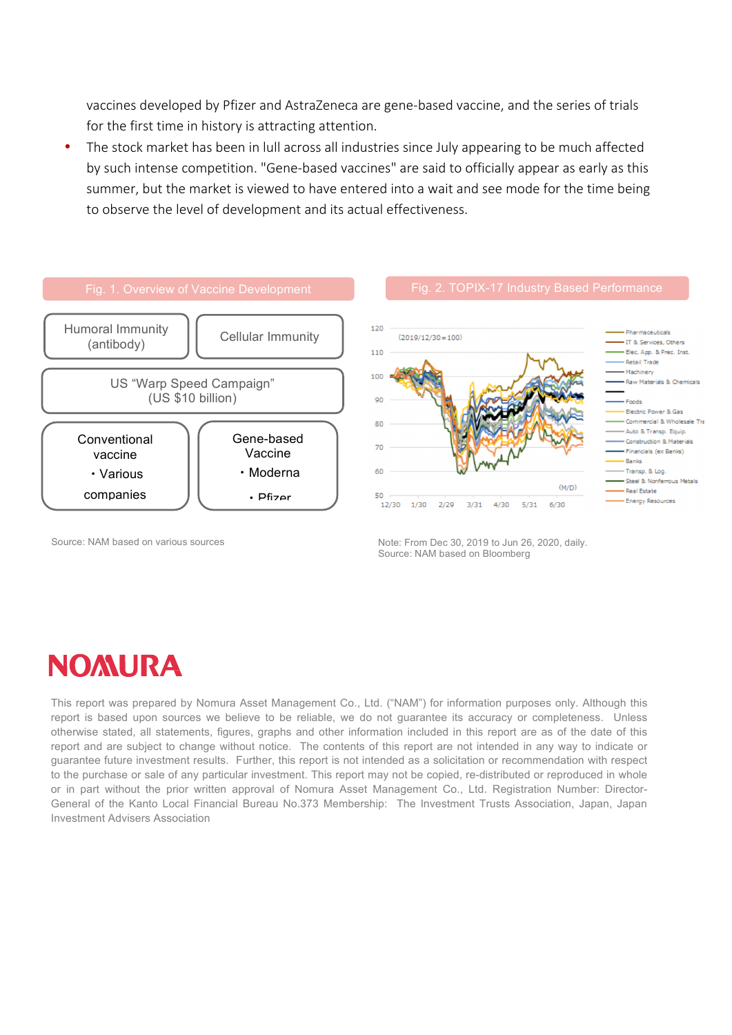vaccines developed by Pfizer and AstraZeneca are gene-based vaccine, and the series of trials for the first time in history is attracting attention.

- The stock market has been in lull across all industries since July appearing to be much affected by such intense competition. "Gene-based vaccines" are said to officially appear as early as this summer, but the market is viewed to have entered into a wait and see mode for the time being to observe the level of development and its actual effectiveness.

Fig. 1. Overview of Vaccine Development

Humoral Immunity (antibody)

Cellular Immunity

US "Warp Speed Campaign" (US $10 billion)

Conventional vaccine
・Various companies

Gene-based Vaccine
・Moderna
・Pfizer

Source: NAM based on various sources

Fig. 2. TOPIX-17 Industry Based Performance

(2019/12/30=100)

120
110
100
90
80
70
60
50

12/30 1/30 2/29 3/31 4/30 5/31 6/30

(M/D)

Pharmaceuticals
IT & Services, Others
Elec. App. & Prec. Inst.
Retail Trade
Machinery
Raw Materials & Chemicals
Foods
Electric Power & Gas
Commercial & Wholesale Tra
Auto & Transp. Equip.
Construction & Materials
Financials (ex Banks)
Banks
Transp. & Log.
Steel & Nonferrous Metals
Real Estate
Energy Resources

Note: From Dec 30, 2019 to Jun 26, 2020, daily.
Source: NAM based on Bloomberg

NOMURA

This report was prepared by Nomura Asset Management Co., Ltd. ("NAM") for information purposes only. Although this report is based upon sources we believe to be reliable, we do not guarantee its accuracy or completeness. Unless otherwise stated, all statements, figures, graphs and other information included in this report are as of the date of this report and are subject to change without notice. The contents of this report are not intended in any way to indicate or guarantee future investment results. Further, this report is not intended as a solicitation or recommendation with respect to the purchase or sale of any particular investment. This report may not be copied, re-distributed or reproduced in whole or in part without the prior written approval of Nomura Asset Management Co., Ltd. Registration Number: Director-General of the Kanto Local Financial Bureau No.373 Membership: The Investment Trusts Association, Japan, Japan Investment Advisers Association